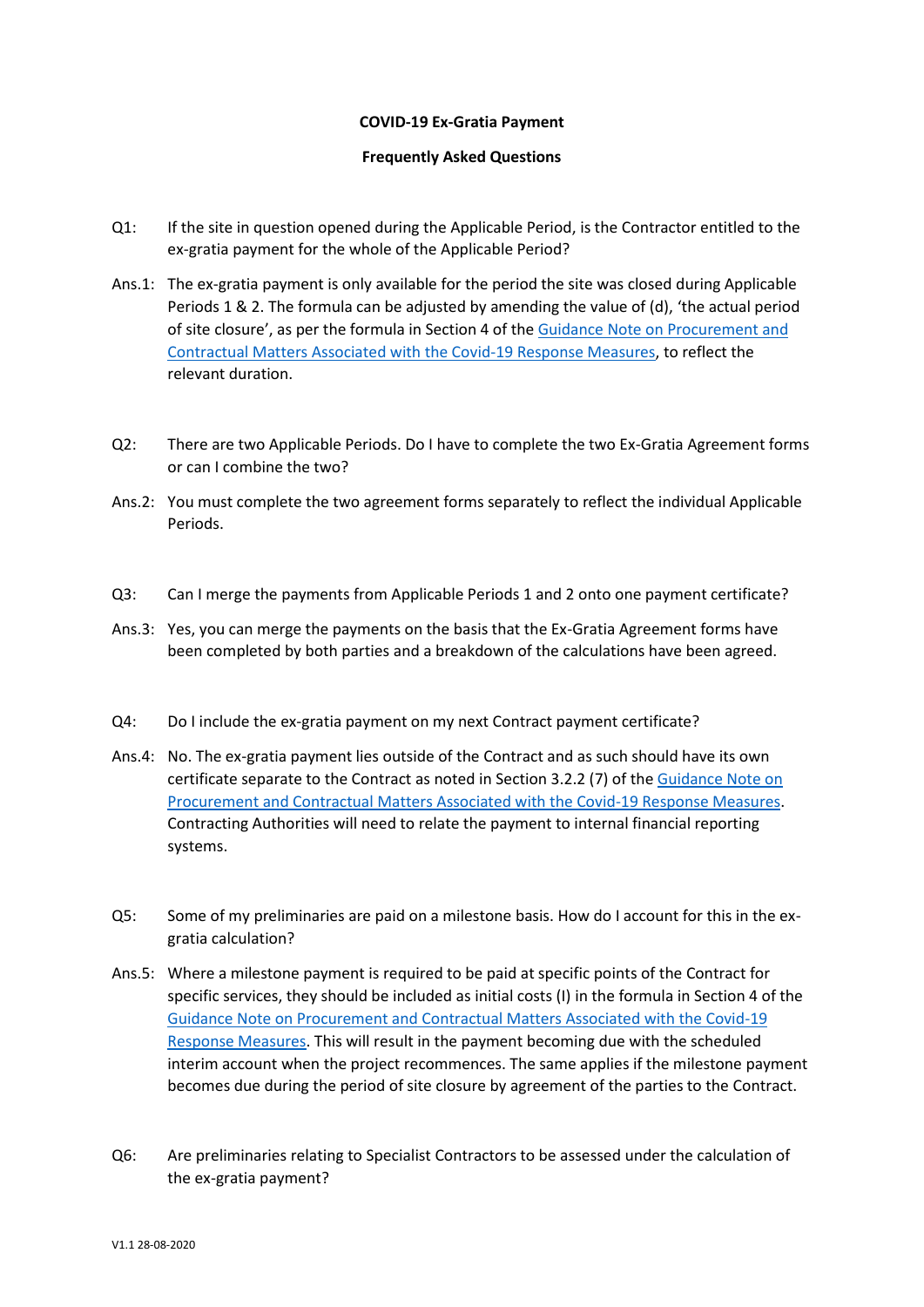**COVID-19 Ex-Gratia Payment**

**Frequently Asked Questions**

Q1: If the site in question opened during the Applicable Period, is the Contractor entitled to the ex-gratia payment for the whole of the Applicable Period?

Ans.1: The ex-gratia payment is only available for the period the site was closed during Applicable Periods 1 & 2. The formula can be adjusted by amending the value of (d), 'the actual period of site closure', as per the formula in Section 4 of the Guidance Note on Procurement and Contractual Matters Associated with the Covid-19 Response Measures, to reflect the relevant duration.

Q2: There are two Applicable Periods. Do I have to complete the two Ex-Gratia Agreement forms or can I combine the two?

Ans.2: You must complete the two agreement forms separately to reflect the individual Applicable Periods.

Q3: Can I merge the payments from Applicable Periods 1 and 2 onto one payment certificate?

Ans.3: Yes, you can merge the payments on the basis that the Ex-Gratia Agreement forms have been completed by both parties and a breakdown of the calculations have been agreed.

Q4: Do I include the ex-gratia payment on my next Contract payment certificate?

Ans.4: No. The ex-gratia payment lies outside of the Contract and as such should have its own certificate separate to the Contract as noted in Section 3.2.2 (7) of the Guidance Note on Procurement and Contractual Matters Associated with the Covid-19 Response Measures. Contracting Authorities will need to relate the payment to internal financial reporting systems.

Q5: Some of my preliminaries are paid on a milestone basis. How do I account for this in the ex-gratia calculation?

Ans.5: Where a milestone payment is required to be paid at specific points of the Contract for specific services, they should be included as initial costs (I) in the formula in Section 4 of the Guidance Note on Procurement and Contractual Matters Associated with the Covid-19 Response Measures. This will result in the payment becoming due with the scheduled interim account when the project recommences. The same applies if the milestone payment becomes due during the period of site closure by agreement of the parties to the Contract.

Q6: Are preliminaries relating to Specialist Contractors to be assessed under the calculation of the ex-gratia payment?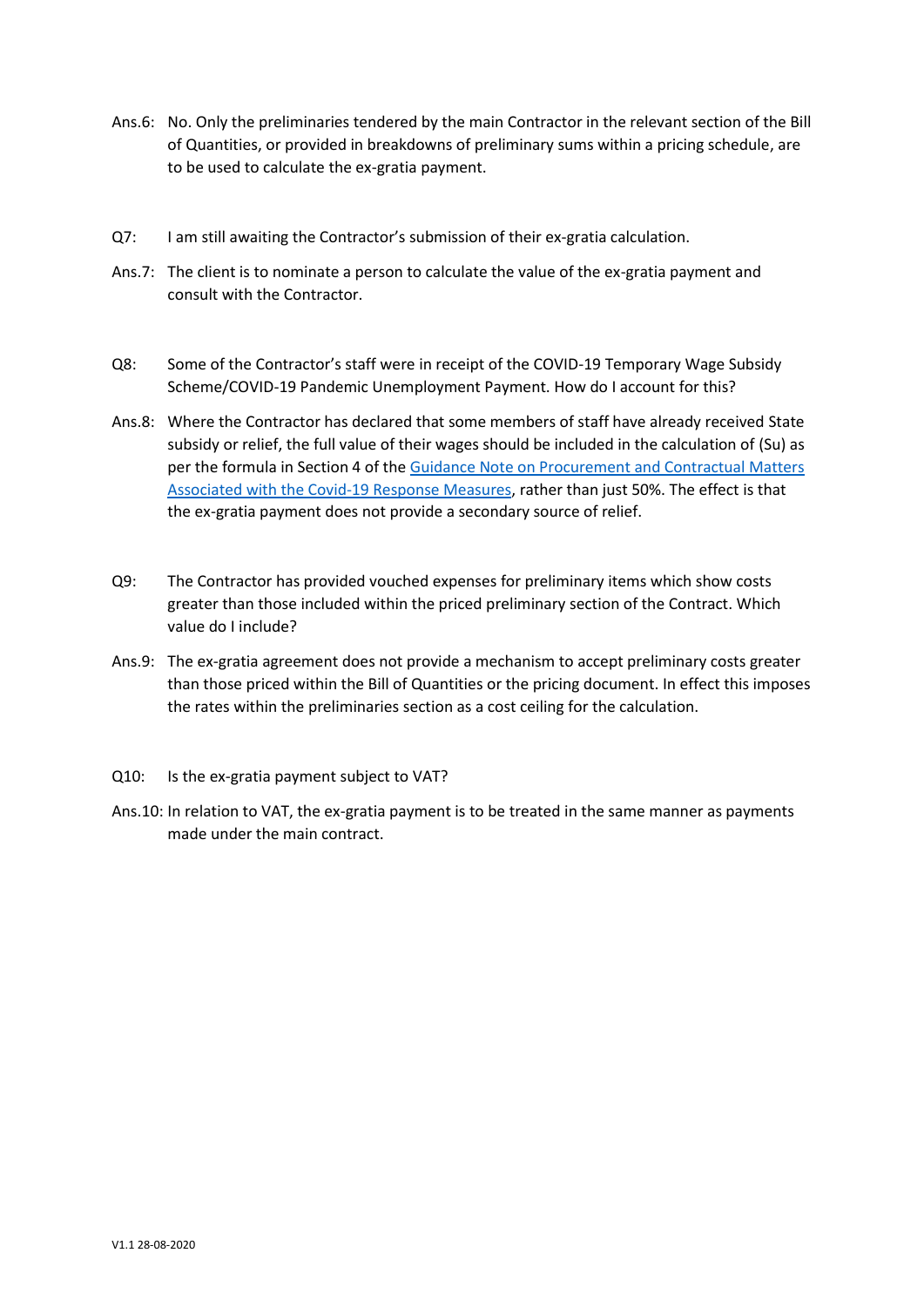Ans.6: No. Only the preliminaries tendered by the main Contractor in the relevant section of the Bill of Quantities, or provided in breakdowns of preliminary sums within a pricing schedule, are to be used to calculate the ex-gratia payment.

Q7: I am still awaiting the Contractor's submission of their ex-gratia calculation.

Ans.7: The client is to nominate a person to calculate the value of the ex-gratia payment and consult with the Contractor.

Q8: Some of the Contractor's staff were in receipt of the COVID-19 Temporary Wage Subsidy Scheme/COVID-19 Pandemic Unemployment Payment. How do I account for this?

Ans.8: Where the Contractor has declared that some members of staff have already received State subsidy or relief, the full value of their wages should be included in the calculation of (Su) as per the formula in Section 4 of the Guidance Note on Procurement and Contractual Matters Associated with the Covid-19 Response Measures, rather than just 50%. The effect is that the ex-gratia payment does not provide a secondary source of relief.

Q9: The Contractor has provided vouched expenses for preliminary items which show costs greater than those included within the priced preliminary section of the Contract. Which value do I include?

Ans.9: The ex-gratia agreement does not provide a mechanism to accept preliminary costs greater than those priced within the Bill of Quantities or the pricing document. In effect this imposes the rates within the preliminaries section as a cost ceiling for the calculation.

Q10: Is the ex-gratia payment subject to VAT?

Ans.10: In relation to VAT, the ex-gratia payment is to be treated in the same manner as payments made under the main contract.

V1.1 28-08-2020